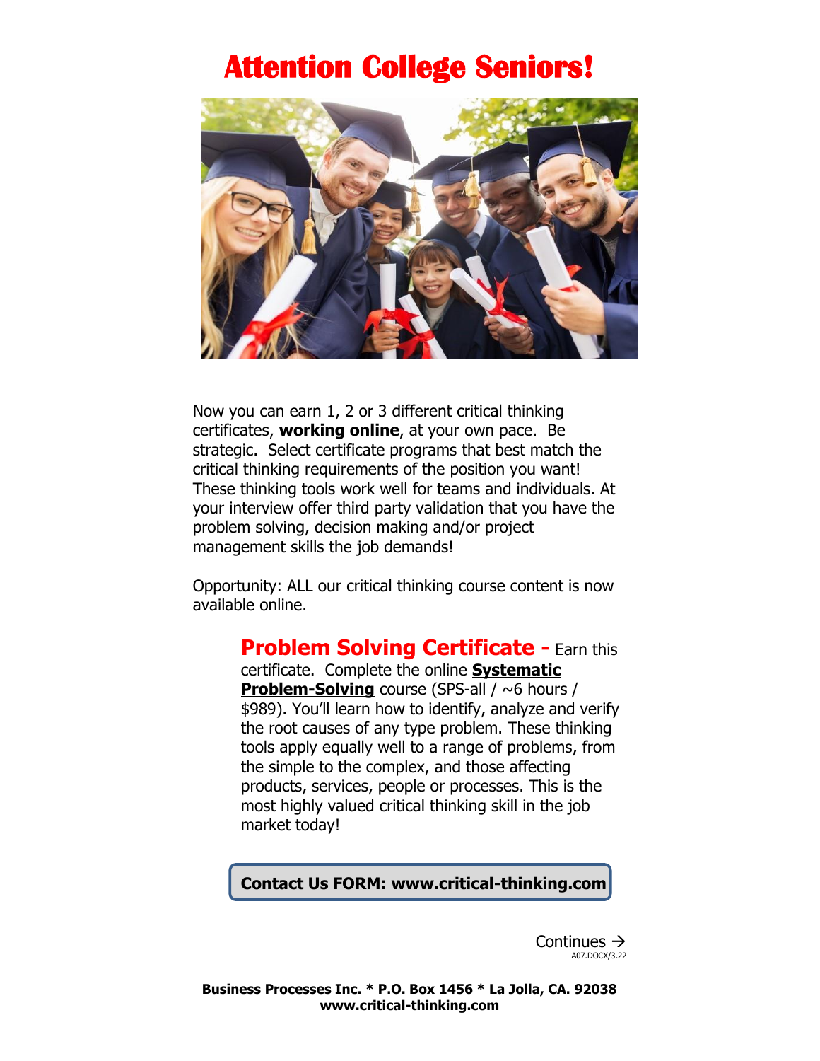# Attention College Seniors!

Now you can earn 1, 2 or 3 different critical thinking certificates, **working online**, at your own pace. Be strategic. Select certificate programs that best match the critical thinking requirements of the position you want! These thinking tools work well for teams and individuals. At your interview offer third party validation that you have the problem solving, decision making and/or project management skills the job demands!

Opportunity: ALL our critical thinking course content is now available online.

**Problem Solving Certificate -** Earn this certificate. Complete the online **Systematic Problem-Solving** course (SPS-all / ~6 hours / $989). You'll learn how to identify, analyze and verify the root causes of any type problem. These thinking tools apply equally well to a range of problems, from the simple to the complex, and those affecting products, services, people or processes. This is the most highly valued critical thinking skill in the job market today!

**Contact Us FORM: www.critical-thinking.com**

Continues →

A07.DOCX/3.22

**Business Processes Inc. * P.O. Box 1456 * La Jolla, CA. 92038**
**www.critical-thinking.com**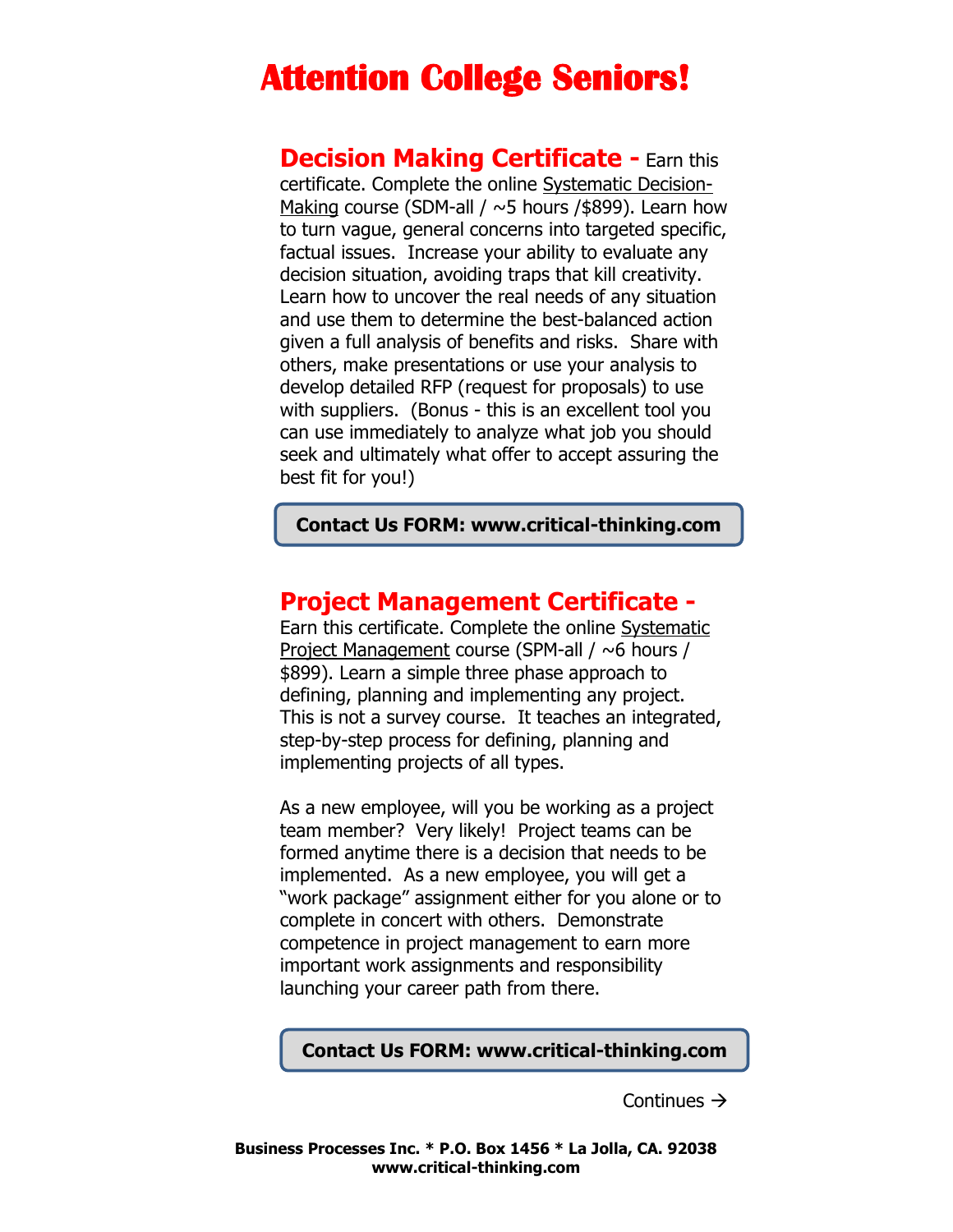# Attention College Seniors!

**Decision Making Certificate -** Earn this certificate. Complete the online Systematic Decision-Making course (SDM-all / ~5 hours /$899). Learn how to turn vague, general concerns into targeted specific, factual issues. Increase your ability to evaluate any decision situation, avoiding traps that kill creativity. Learn how to uncover the real needs of any situation and use them to determine the best-balanced action given a full analysis of benefits and risks. Share with others, make presentations or use your analysis to develop detailed RFP (request for proposals) to use with suppliers. (Bonus - this is an excellent tool you can use immediately to analyze what job you should seek and ultimately what offer to accept assuring the best fit for you!)

**Contact Us FORM: www.critical-thinking.com**

**Project Management Certificate -** Earn this certificate. Complete the online Systematic Project Management course (SPM-all / ~6 hours / $899). Learn a simple three phase approach to defining, planning and implementing any project. This is not a survey course. It teaches an integrated, step-by-step process for defining, planning and implementing projects of all types.

As a new employee, will you be working as a project team member? Very likely! Project teams can be formed anytime there is a decision that needs to be implemented. As a new employee, you will get a "work package" assignment either for you alone or to complete in concert with others. Demonstrate competence in project management to earn more important work assignments and responsibility launching your career path from there.

**Contact Us FORM: www.critical-thinking.com**

Continues →

**Business Processes Inc. * P.O. Box 1456 * La Jolla, CA. 92038**
**www.critical-thinking.com**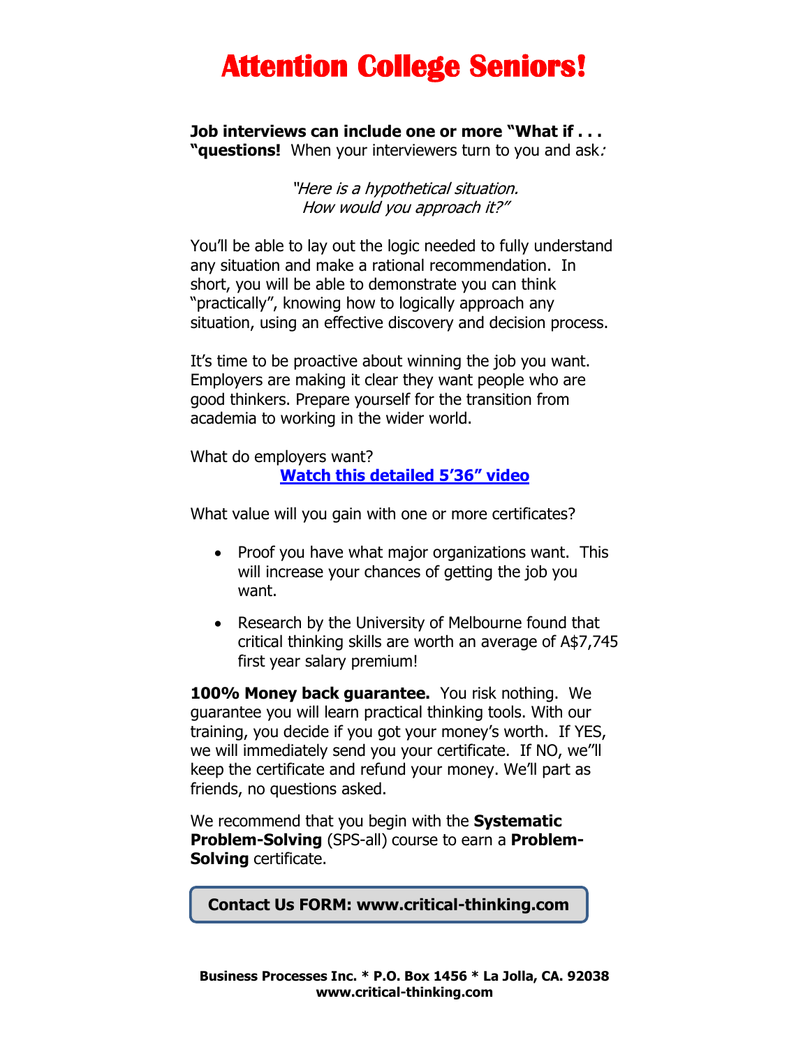# Attention College Seniors!

**Job interviews can include one or more "What if . . . "questions!** When your interviewers turn to you and ask*:*

*"Here is a hypothetical situation. How would you approach it?"*

You'll be able to lay out the logic needed to fully understand any situation and make a rational recommendation. In short, you will be able to demonstrate you can think "practically", knowing how to logically approach any situation, using an effective discovery and decision process.

It's time to be proactive about winning the job you want. Employers are making it clear they want people who are good thinkers. Prepare yourself for the transition from academia to working in the wider world.

What do employers want?

**Watch this detailed 5'36" video**

What value will you gain with one or more certificates?

- Proof you have what major organizations want. This will increase your chances of getting the job you want.
- Research by the University of Melbourne found that critical thinking skills are worth an average of A$7,745 first year salary premium!

**100% Money back guarantee.** You risk nothing. We guarantee you will learn practical thinking tools. With our training, you decide if you got your money's worth. If YES, we will immediately send you your certificate. If NO, we"ll keep the certificate and refund your money. We'll part as friends, no questions asked.

We recommend that you begin with the **Systematic Problem-Solving** (SPS-all) course to earn a **Problem-Solving** certificate.

**Contact Us FORM: www.critical-thinking.com**

**Business Processes Inc. * P.O. Box 1456 * La Jolla, CA. 92038**
**www.critical-thinking.com**